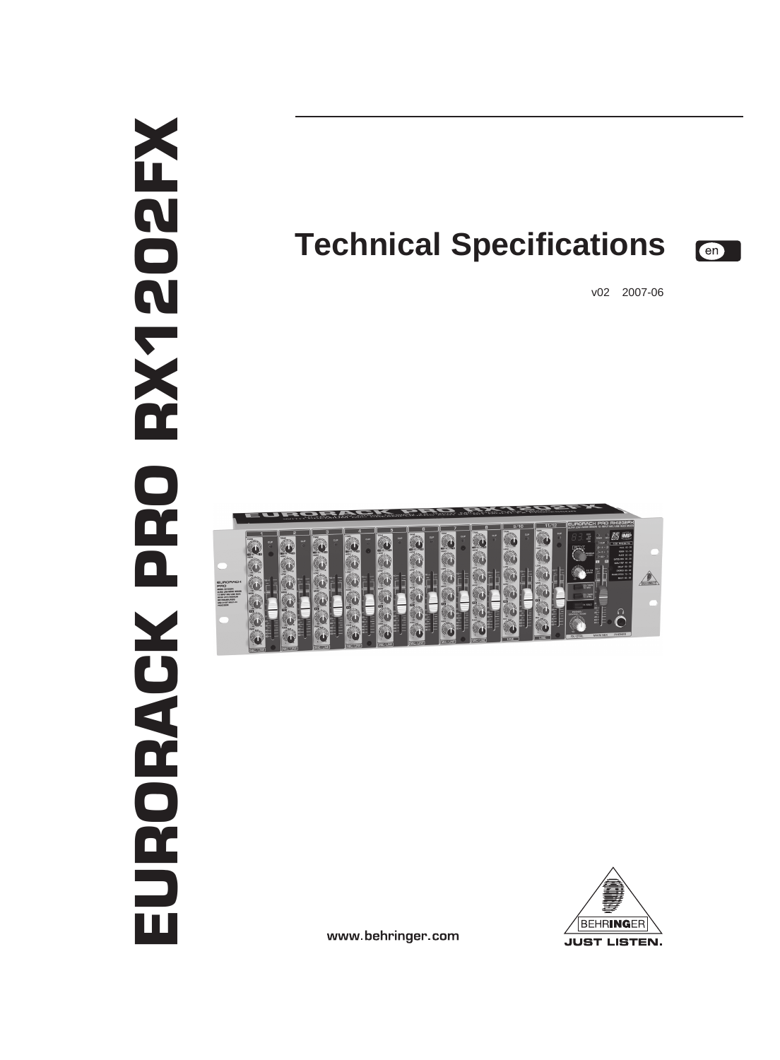# EURORACK PRO RX1202FX

## Technical Specifications

en

v02 2007-06

www.behringer.com

BEHRINGER

JUST LISTEN.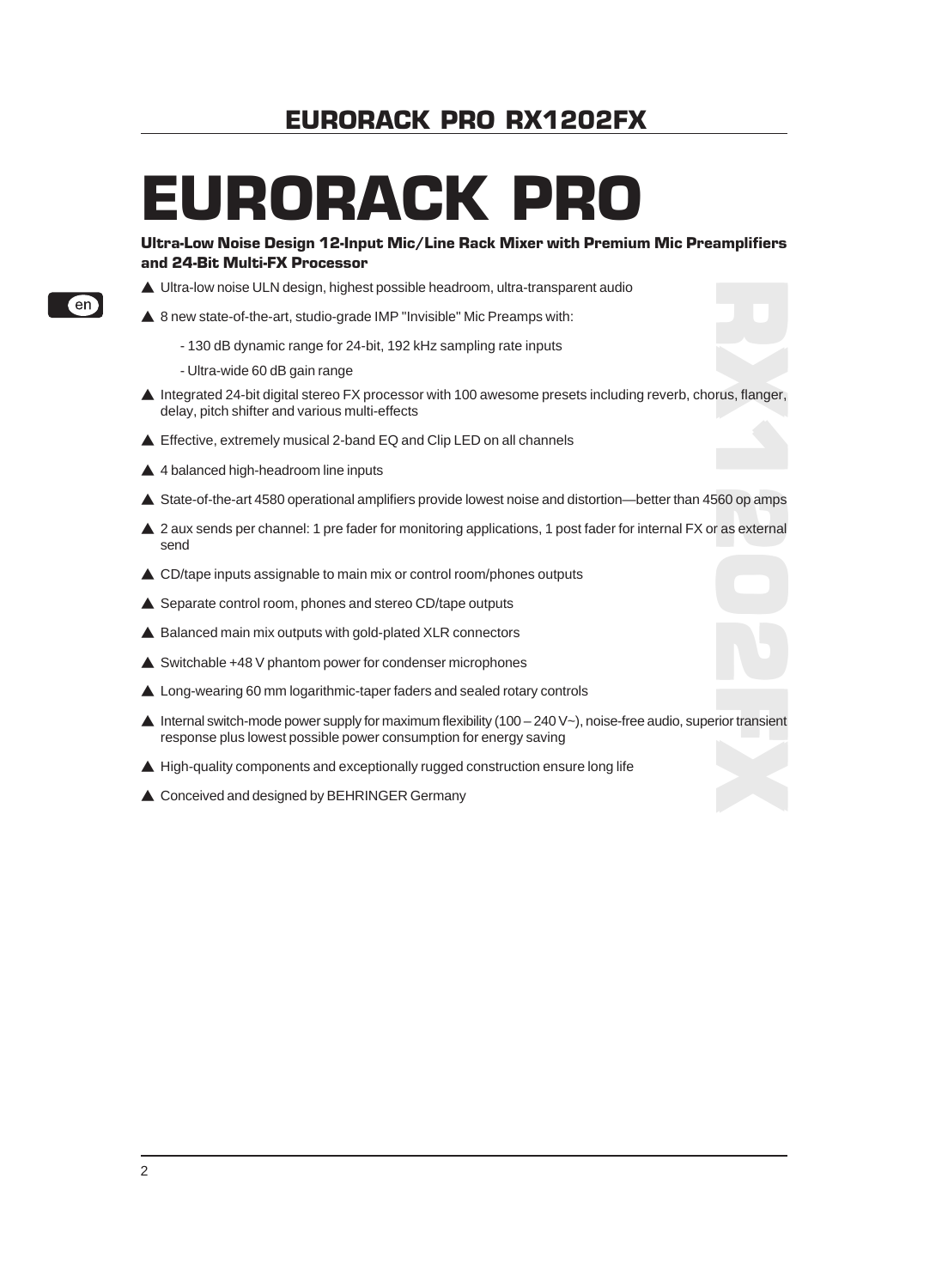# EURORACK PRO

**Ultra-Low Noise Design 12-Input Mic/Line Rack Mixer with Premium Mic Preamplifiers and 24-Bit Multi-FX Processor**

- Ultra-low noise ULN design, highest possible headroom, ultra-transparent audio
- 8 new state-of-the-art, studio-grade IMP "Invisible" Mic Preamps with:
  - 130 dB dynamic range for 24-bit, 192 kHz sampling rate inputs
  - Ultra-wide 60 dB gain range
- Integrated 24-bit digital stereo FX processor with 100 awesome presets including reverb, chorus, flanger, delay, pitch shifter and various multi-effects
- Effective, extremely musical 2-band EQ and Clip LED on all channels
- 4 balanced high-headroom line inputs
- State-of-the-art 4580 operational amplifiers provide lowest noise and distortion—better than 4560 op amps
- 2 aux sends per channel: 1 pre fader for monitoring applications, 1 post fader for internal FX or as external send
- CD/tape inputs assignable to main mix or control room/phones outputs
- Separate control room, phones and stereo CD/tape outputs
- Balanced main mix outputs with gold-plated XLR connectors
- Switchable +48 V phantom power for condenser microphones
- Long-wearing 60 mm logarithmic-taper faders and sealed rotary controls
- Internal switch-mode power supply for maximum flexibility (100 – 240 V~), noise-free audio, superior transient response plus lowest possible power consumption for energy saving
- High-quality components and exceptionally rugged construction ensure long life
- Conceived and designed by BEHRINGER Germany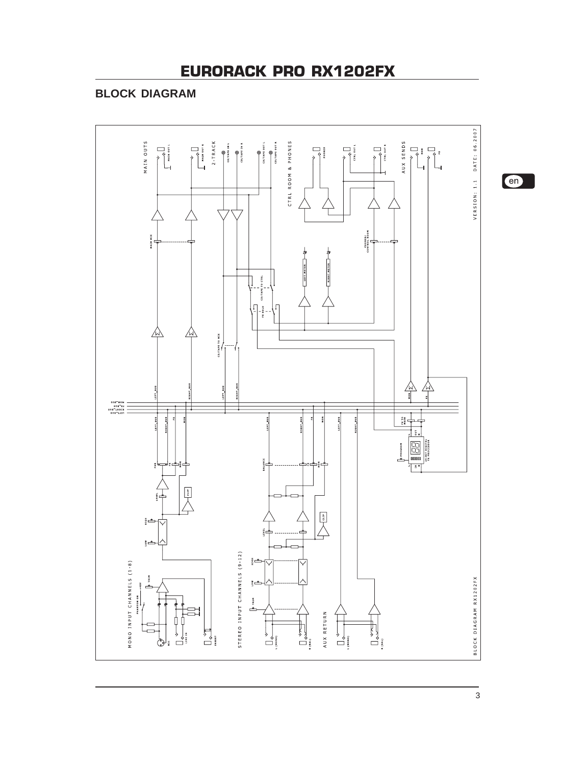# EURORACK PRO RX1202FX

## BLOCK DIAGRAM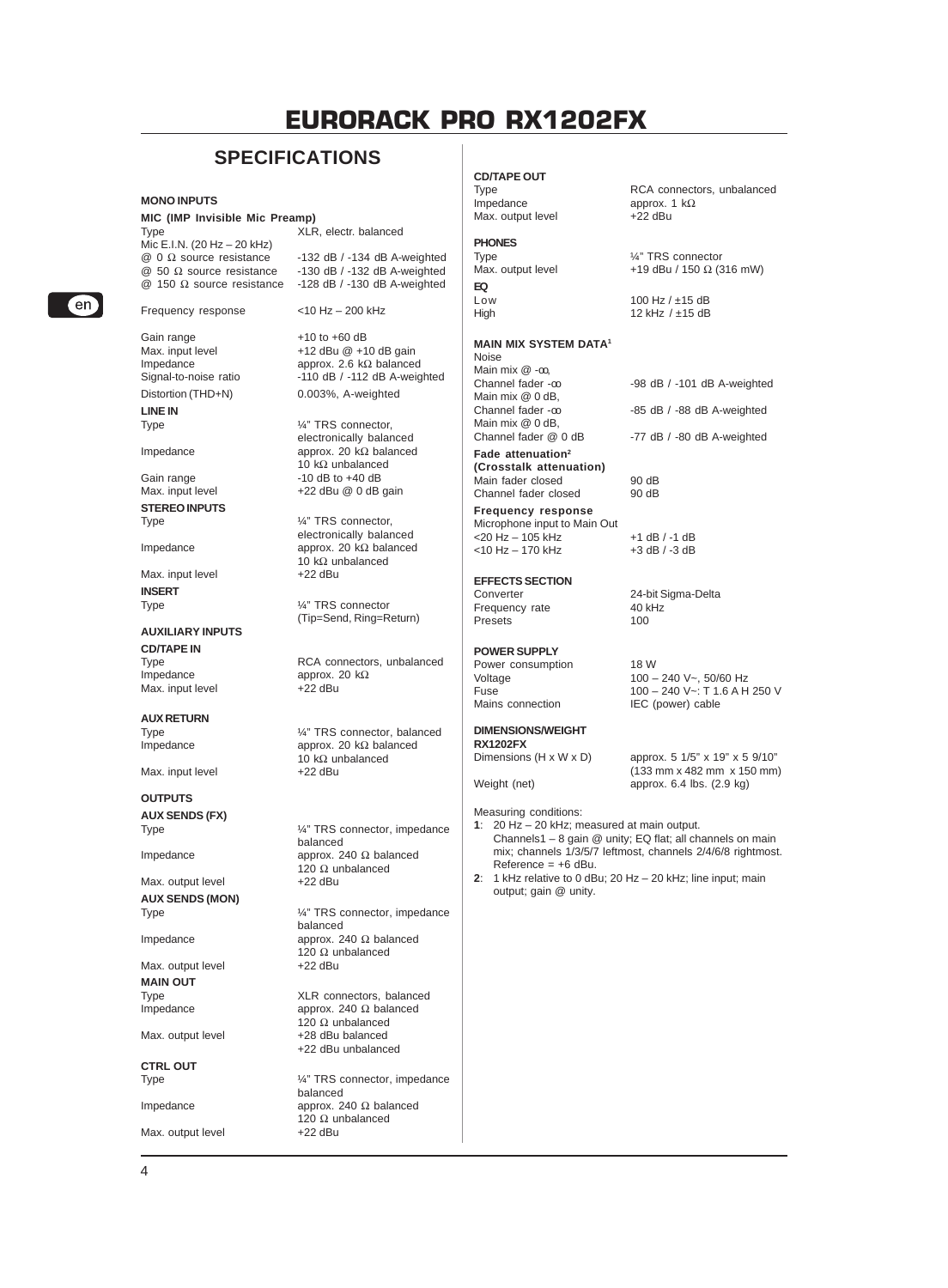# EURORACK PRO RX1202FX

## SPECIFICATIONS

### MONO INPUTS

**MIC (IMP Invisible Mic Preamp)**

| | |
|---|---|
| Type | XLR, electr. balanced |
| Mic E.I.N. (20 Hz – 20 kHz) | |
| @ 0 Ω source resistance | -132 dB / -134 dB A-weighted |
| @ 50 Ω source resistance | -130 dB / -132 dB A-weighted |
| @ 150 Ω source resistance | -128 dB / -130 dB A-weighted |
| Frequency response | <10 Hz – 200 kHz |
| Gain range | +10 to +60 dB |
| Max. input level | +12 dBu @ +10 dB gain |
| Impedance | approx. 2.6 kΩ balanced |
| Signal-to-noise ratio | -110 dB / -112 dB A-weighted |
| Distortion (THD+N) | 0.003%, A-weighted |

**LINE IN**

| | |
|---|---|
| Type | ¼" TRS connector, electronically balanced |
| Impedance | approx. 20 kΩ balanced<br>10 kΩ unbalanced |
| Gain range | -10 dB to +40 dB |
| Max. input level | +22 dBu @ 0 dB gain |

**STEREO INPUTS**

| | |
|---|---|
| Type | ¼" TRS connector, electronically balanced |
| Impedance | approx. 20 kΩ balanced<br>10 kΩ unbalanced |
| Max. input level | +22 dBu |

**INSERT**

| | |
|---|---|
| Type | ¼" TRS connector (Tip=Send, Ring=Return) |

### AUXILIARY INPUTS

**CD/TAPE IN**

| | |
|---|---|
| Type | RCA connectors, unbalanced |
| Impedance | approx. 20 kΩ |
| Max. input level | +22 dBu |

**AUX RETURN**

| | |
|---|---|
| Type | ¼" TRS connector, balanced |
| Impedance | approx. 20 kΩ balanced<br>10 kΩ unbalanced |
| Max. input level | +22 dBu |

### OUTPUTS

**AUX SENDS (FX)**

| | |
|---|---|
| Type | ¼" TRS connector, impedance balanced |
| Impedance | approx. 240 Ω balanced<br>120 Ω unbalanced |
| Max. output level | +22 dBu |

**AUX SENDS (MON)**

| | |
|---|---|
| Type | ¼" TRS connector, impedance balanced |
| Impedance | approx. 240 Ω balanced<br>120 Ω unbalanced |
| Max. output level | +22 dBu |

**MAIN OUT**

| | |
|---|---|
| Type | XLR connectors, balanced |
| Impedance | approx. 240 Ω balanced<br>120 Ω unbalanced |
| Max. output level | +28 dBu balanced<br>+22 dBu unbalanced |

**CTRL OUT**

| | |
|---|---|
| Type | ¼" TRS connector, impedance balanced |
| Impedance | approx. 240 Ω balanced<br>120 Ω unbalanced |
| Max. output level | +22 dBu |

**CD/TAPE OUT**

| | |
|---|---|
| Type | RCA connectors, unbalanced |
| Impedance | approx. 1 kΩ |
| Max. output level | +22 dBu |

**PHONES**

| | |
|---|---|
| Type | ¼" TRS connector |
| Max. output level | +19 dBu / 150 Ω (316 mW) |

**EQ**

| | |
|---|---|
| Low | 100 Hz / ±15 dB |
| High | 12 kHz / ±15 dB |

### MAIN MIX SYSTEM DATA[1]

**Noise**

| | |
|---|---|
| Main mix @ -∞, Channel fader -∞ | -98 dB / -101 dB A-weighted |
| Main mix @ 0 dB, Channel fader -∞ | -85 dB / -88 dB A-weighted |
| Main mix @ 0 dB, Channel fader @ 0 dB | -77 dB / -80 dB A-weighted |

**Fade attenuation[2] (Crosstalk attenuation)**

| | |
|---|---|
| Main fader closed | 90 dB |
| Channel fader closed | 90 dB |

**Frequency response**

| | |
|---|---|
| Microphone input to Main Out | |
| <20 Hz – 105 kHz | +1 dB / -1 dB |
| <10 Hz – 170 kHz | +3 dB / -3 dB |

### EFFECTS SECTION

| | |
|---|---|
| Converter | 24-bit Sigma-Delta |
| Frequency rate | 40 kHz |
| Presets | 100 |

### POWER SUPPLY

| | |
|---|---|
| Power consumption | 18 W |
| Voltage | 100 – 240 V~, 50/60 Hz |
| Fuse | 100 – 240 V~: T 1.6 A H 250 V |
| Mains connection | IEC (power) cable |

### DIMENSIONS/WEIGHT

**RX1202FX**

| | |
|---|---|
| Dimensions (H x W x D) | approx. 5 1/5" x 19" x 5 9/10"<br>(133 mm x 482 mm x 150 mm) |
| Weight (net) | approx. 6.4 lbs. (2.9 kg) |

Measuring conditions:

**1**: 20 Hz – 20 kHz; measured at main output. Channels1 – 8 gain @ unity; EQ flat; all channels on main mix; channels 1/3/5/7 leftmost, channels 2/4/6/8 rightmost. Reference = +6 dBu.

**2**: 1 kHz relative to 0 dBu; 20 Hz – 20 kHz; line input; main output; gain @ unity.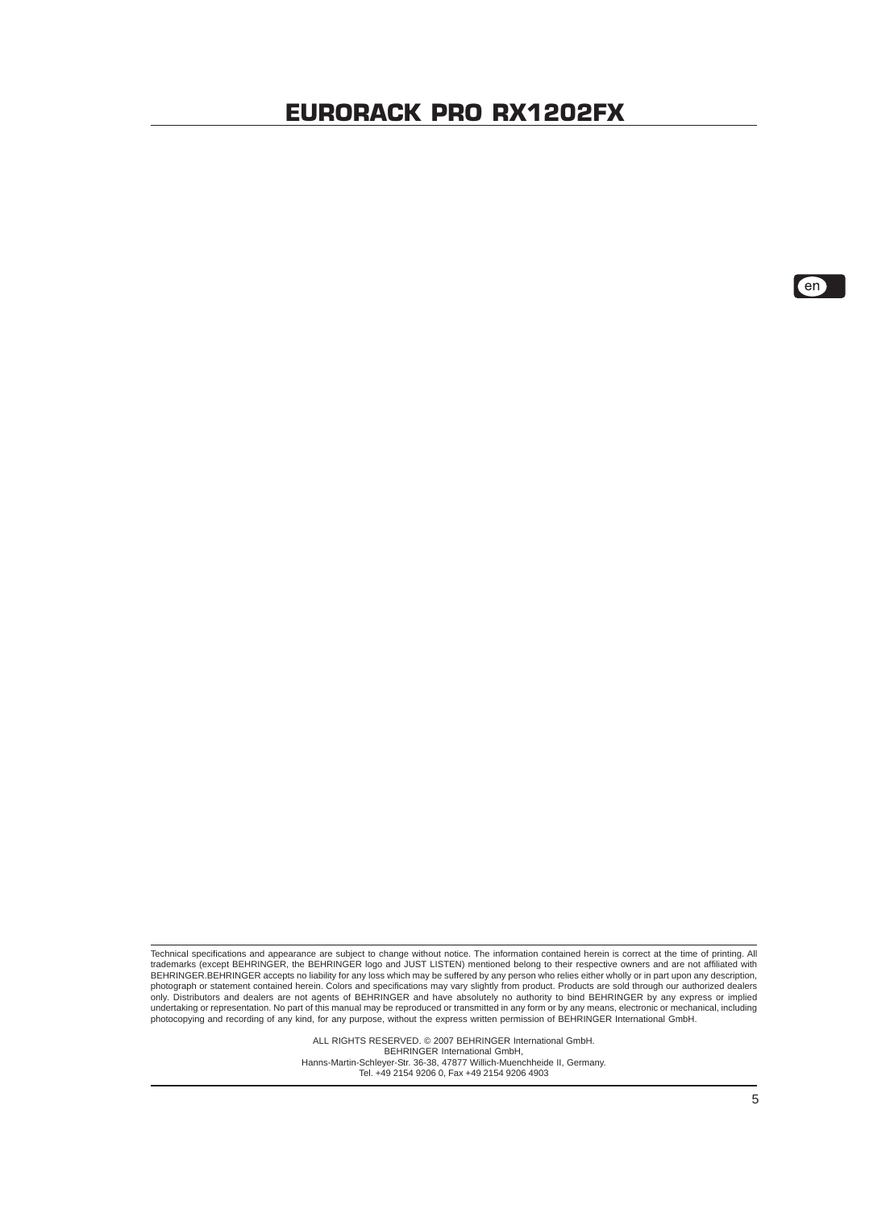# EURORACK PRO RX1202FX

en

Technical specifications and appearance are subject to change without notice. The information contained herein is correct at the time of printing. All trademarks (except BEHRINGER, the BEHRINGER logo and JUST LISTEN) mentioned belong to their respective owners and are not affiliated with BEHRINGER.BEHRINGER accepts no liability for any loss which may be suffered by any person who relies either wholly or in part upon any description, photograph or statement contained herein. Colors and specifications may vary slightly from product. Products are sold through our authorized dealers only. Distributors and dealers are not agents of BEHRINGER and have absolutely no authority to bind BEHRINGER by any express or implied undertaking or representation. No part of this manual may be reproduced or transmitted in any form or by any means, electronic or mechanical, including photocopying and recording of any kind, for any purpose, without the express written permission of BEHRINGER International GmbH.

ALL RIGHTS RESERVED. © 2007 BEHRINGER International GmbH.
BEHRINGER International GmbH,
Hanns-Martin-Schleyer-Str. 36-38, 47877 Willich-Muenchheide II, Germany.
Tel. +49 2154 9206 0, Fax +49 2154 9206 4903